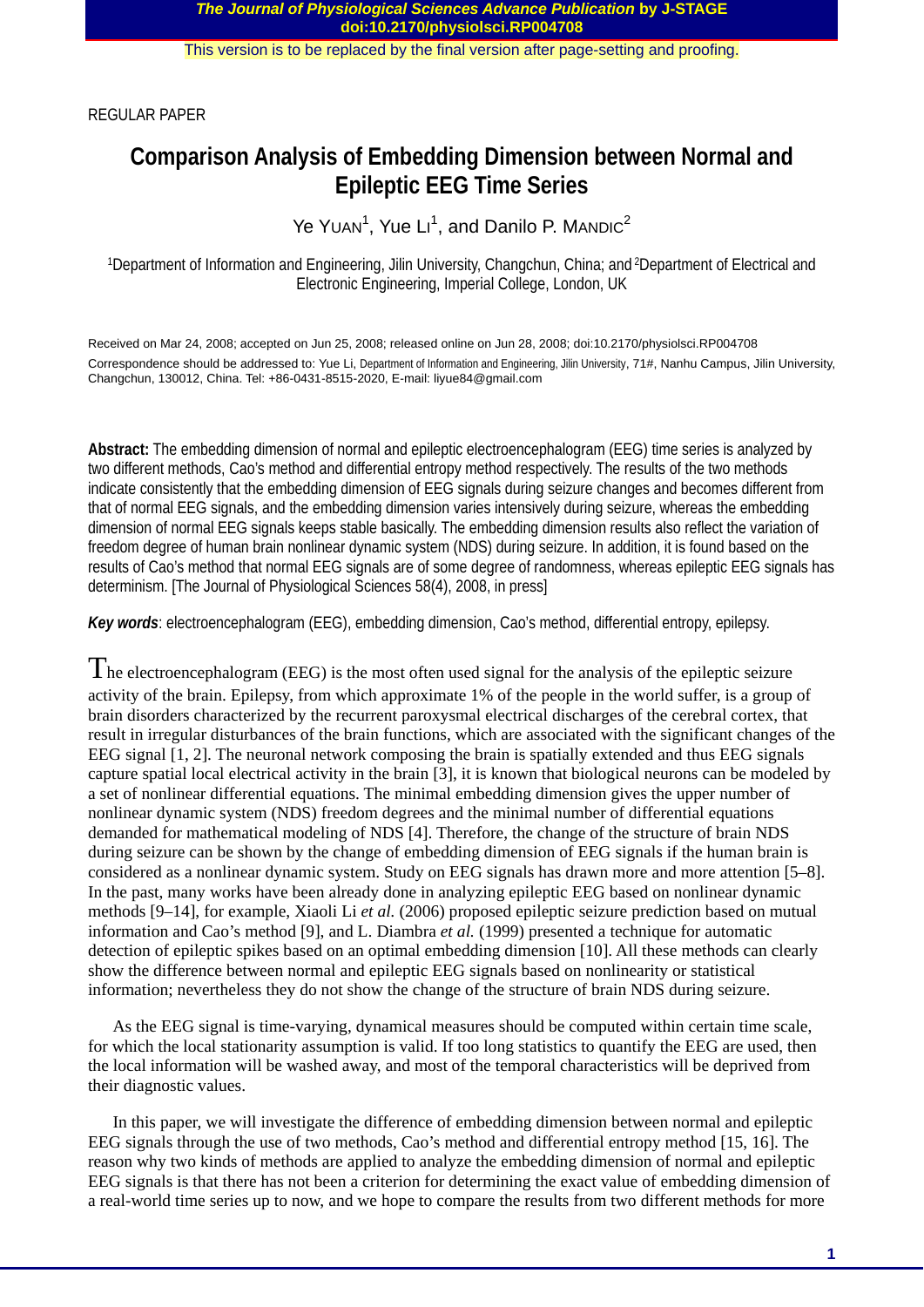REGULAR PAPER

# Comparison Analysis of Embedding Dimension between Normal and Epileptic EEG Time Series

Ye YUAN[1], Yue LI[1], and Danilo P. MANDIC[2]

[1]Department of Information and Engineering, Jilin University, Changchun, China; and [2]Department of Electrical and Electronic Engineering, Imperial College, London, UK

Received on Mar 24, 2008; accepted on Jun 25, 2008; released online on Jun 28, 2008; doi:10.2170/physiolsci.RP004708

Correspondence should be addressed to: Yue Li, Department of Information and Engineering, Jilin University, 71#, Nanhu Campus, Jilin University, Changchun, 130012, China. Tel: +86-0431-8515-2020, E-mail: liyue84@gmail.com

**Abstract:** The embedding dimension of normal and epileptic electroencephalogram (EEG) time series is analyzed by two different methods, Cao's method and differential entropy method respectively. The results of the two methods indicate consistently that the embedding dimension of EEG signals during seizure changes and becomes different from that of normal EEG signals, and the embedding dimension varies intensively during seizure, whereas the embedding dimension of normal EEG signals keeps stable basically. The embedding dimension results also reflect the variation of freedom degree of human brain nonlinear dynamic system (NDS) during seizure. In addition, it is found based on the results of Cao's method that normal EEG signals are of some degree of randomness, whereas epileptic EEG signals has determinism. [The Journal of Physiological Sciences 58(4), 2008, in press]

***Key words***: electroencephalogram (EEG), embedding dimension, Cao's method, differential entropy, epilepsy.

The electroencephalogram (EEG) is the most often used signal for the analysis of the epileptic seizure activity of the brain. Epilepsy, from which approximate 1% of the people in the world suffer, is a group of brain disorders characterized by the recurrent paroxysmal electrical discharges of the cerebral cortex, that result in irregular disturbances of the brain functions, which are associated with the significant changes of the EEG signal [1, 2]. The neuronal network composing the brain is spatially extended and thus EEG signals capture spatial local electrical activity in the brain [3], it is known that biological neurons can be modeled by a set of nonlinear differential equations. The minimal embedding dimension gives the upper number of nonlinear dynamic system (NDS) freedom degrees and the minimal number of differential equations demanded for mathematical modeling of NDS [4]. Therefore, the change of the structure of brain NDS during seizure can be shown by the change of embedding dimension of EEG signals if the human brain is considered as a nonlinear dynamic system. Study on EEG signals has drawn more and more attention [5–8]. In the past, many works have been already done in analyzing epileptic EEG based on nonlinear dynamic methods [9–14], for example, Xiaoli Li *et al.* (2006) proposed epileptic seizure prediction based on mutual information and Cao's method [9], and L. Diambra *et al.* (1999) presented a technique for automatic detection of epileptic spikes based on an optimal embedding dimension [10]. All these methods can clearly show the difference between normal and epileptic EEG signals based on nonlinearity or statistical information; nevertheless they do not show the change of the structure of brain NDS during seizure.

As the EEG signal is time-varying, dynamical measures should be computed within certain time scale, for which the local stationarity assumption is valid. If too long statistics to quantify the EEG are used, then the local information will be washed away, and most of the temporal characteristics will be deprived from their diagnostic values.

In this paper, we will investigate the difference of embedding dimension between normal and epileptic EEG signals through the use of two methods, Cao's method and differential entropy method [15, 16]. The reason why two kinds of methods are applied to analyze the embedding dimension of normal and epileptic EEG signals is that there has not been a criterion for determining the exact value of embedding dimension of a real-world time series up to now, and we hope to compare the results from two different methods for more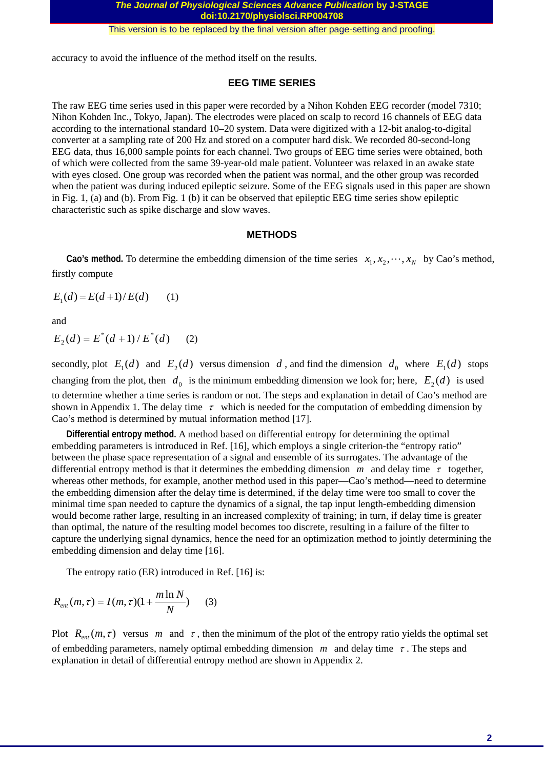accuracy to avoid the influence of the method itself on the results.

## EEG TIME SERIES

The raw EEG time series used in this paper were recorded by a Nihon Kohden EEG recorder (model 7310; Nihon Kohden Inc., Tokyo, Japan). The electrodes were placed on scalp to record 16 channels of EEG data according to the international standard 10–20 system. Data were digitized with a 12-bit analog-to-digital converter at a sampling rate of 200 Hz and stored on a computer hard disk. We recorded 80-second-long EEG data, thus 16,000 sample points for each channel. Two groups of EEG time series were obtained, both of which were collected from the same 39-year-old male patient. Volunteer was relaxed in an awake state with eyes closed. One group was recorded when the patient was normal, and the other group was recorded when the patient was during induced epileptic seizure. Some of the EEG signals used in this paper are shown in Fig. 1, (a) and (b). From Fig. 1 (b) it can be observed that epileptic EEG time series show epileptic characteristic such as spike discharge and slow waves.

## METHODS

**Cao's method.** To determine the embedding dimension of the time series $x_1, x_2, \cdots, x_N$ by Cao's method, firstly compute

$$E_1(d) = E(d+1)/E(d) \qquad (1)$$

and

$$E_2(d) = E^*(d+1)/E^*(d) \qquad (2)$$

secondly, plot $E_1(d)$ and $E_2(d)$ versus dimension $d$, and find the dimension $d_0$ where $E_1(d)$ stops changing from the plot, then $d_0$ is the minimum embedding dimension we look for; here, $E_2(d)$ is used to determine whether a time series is random or not. The steps and explanation in detail of Cao's method are shown in Appendix 1. The delay time $\tau$ which is needed for the computation of embedding dimension by Cao's method is determined by mutual information method [17].

**Differential entropy method.** A method based on differential entropy for determining the optimal embedding parameters is introduced in Ref. [16], which employs a single criterion-the "entropy ratio" between the phase space representation of a signal and ensemble of its surrogates. The advantage of the differential entropy method is that it determines the embedding dimension $m$ and delay time $\tau$ together, whereas other methods, for example, another method used in this paper—Cao's method—need to determine the embedding dimension after the delay time is determined, if the delay time were too small to cover the minimal time span needed to capture the dynamics of a signal, the tap input length-embedding dimension would become rather large, resulting in an increased complexity of training; in turn, if delay time is greater than optimal, the nature of the resulting model becomes too discrete, resulting in a failure of the filter to capture the underlying signal dynamics, hence the need for an optimization method to jointly determining the embedding dimension and delay time [16].

The entropy ratio (ER) introduced in Ref. [16] is:

$$R_{ent}(m,\tau) = I(m,\tau)(1 + \frac{m \ln N}{N}) \qquad (3)$$

Plot $R_{ent}(m,\tau)$ versus $m$ and $\tau$, then the minimum of the plot of the entropy ratio yields the optimal set of embedding parameters, namely optimal embedding dimension $m$ and delay time $\tau$. The steps and explanation in detail of differential entropy method are shown in Appendix 2.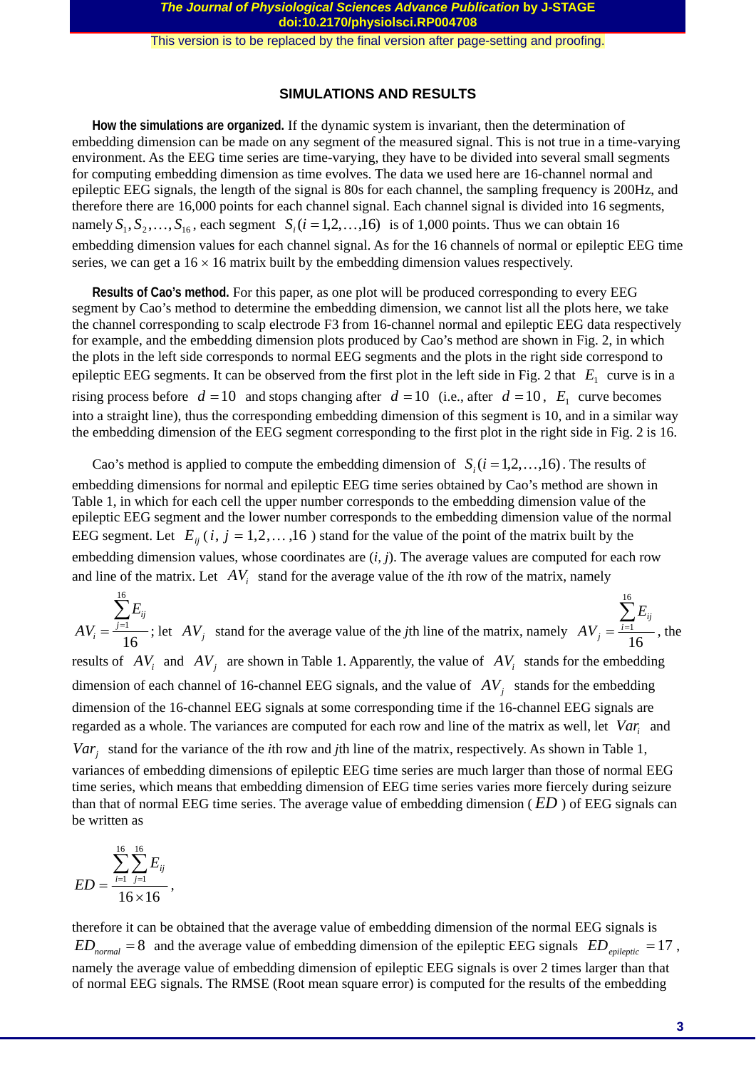## SIMULATIONS AND RESULTS

**How the simulations are organized.** If the dynamic system is invariant, then the determination of embedding dimension can be made on any segment of the measured signal. This is not true in a time-varying environment. As the EEG time series are time-varying, they have to be divided into several small segments for computing embedding dimension as time evolves. The data we used here are 16-channel normal and epileptic EEG signals, the length of the signal is 80s for each channel, the sampling frequency is 200Hz, and therefore there are 16,000 points for each channel signal. Each channel signal is divided into 16 segments, namely $S_1, S_2, \ldots, S_{16}$, each segment $S_i (i = 1,2,\ldots,16)$ is of 1,000 points. Thus we can obtain 16 embedding dimension values for each channel signal. As for the 16 channels of normal or epileptic EEG time series, we can get a 16 × 16 matrix built by the embedding dimension values respectively.

**Results of Cao's method.** For this paper, as one plot will be produced corresponding to every EEG segment by Cao's method to determine the embedding dimension, we cannot list all the plots here, we take the channel corresponding to scalp electrode F3 from 16-channel normal and epileptic EEG data respectively for example, and the embedding dimension plots produced by Cao's method are shown in Fig. 2, in which the plots in the left side corresponds to normal EEG segments and the plots in the right side correspond to epileptic EEG segments. It can be observed from the first plot in the left side in Fig. 2 that $E_1$ curve is in a rising process before $d = 10$ and stops changing after $d = 10$ (i.e., after $d = 10$, $E_1$ curve becomes into a straight line), thus the corresponding embedding dimension of this segment is 10, and in a similar way the embedding dimension of the EEG segment corresponding to the first plot in the right side in Fig. 2 is 16.

Cao's method is applied to compute the embedding dimension of $S_i (i = 1,2,\ldots,16)$. The results of embedding dimensions for normal and epileptic EEG time series obtained by Cao's method are shown in Table 1, in which for each cell the upper number corresponds to the embedding dimension value of the epileptic EEG segment and the lower number corresponds to the embedding dimension value of the normal EEG segment. Let $E_{ij}$ ($i$, $j = 1,2,\ldots,16$) stand for the value of the point of the matrix built by the embedding dimension values, whose coordinates are ($i$, $j$). The average values are computed for each row and line of the matrix. Let $AV_i$ stand for the average value of the $i$th row of the matrix, namely $AV_i = \frac{\sum_{j=1}^{16} E_{ij}}{16}$; let $AV_j$ stand for the average value of the $j$th line of the matrix, namely $AV_j = \frac{\sum_{i=1}^{16} E_{ij}}{16}$, the results of $AV_i$ and $AV_j$ are shown in Table 1. Apparently, the value of $AV_i$ stands for the embedding dimension of each channel of 16-channel EEG signals, and the value of $AV_j$ stands for the embedding dimension of the 16-channel EEG signals at some corresponding time if the 16-channel EEG signals are regarded as a whole. The variances are computed for each row and line of the matrix as well, let $Var_i$ and $Var_j$ stand for the variance of the $i$th row and $j$th line of the matrix, respectively. As shown in Table 1, variances of embedding dimensions of epileptic EEG time series are much larger than those of normal EEG time series, which means that embedding dimension of EEG time series varies more fiercely during seizure than that of normal EEG time series. The average value of embedding dimension ($ED$) of EEG signals can be written as

$$ED = \frac{\sum_{i=1}^{16}\sum_{j=1}^{16} E_{ij}}{16 \times 16},$$

therefore it can be obtained that the average value of embedding dimension of the normal EEG signals is $ED_{normal} = 8$ and the average value of embedding dimension of the epileptic EEG signals $ED_{epileptic} = 17$, namely the average value of embedding dimension of epileptic EEG signals is over 2 times larger than that of normal EEG signals. The RMSE (Root mean square error) is computed for the results of the embedding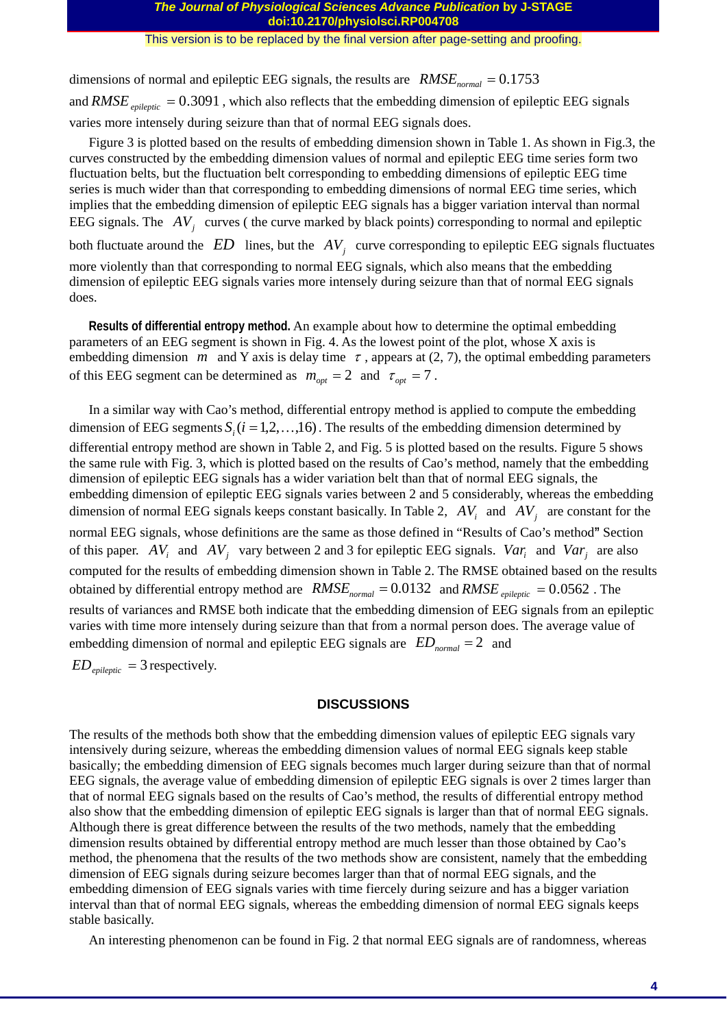dimensions of normal and epileptic EEG signals, the results are $RMSE_{normal} = 0.1753$ and $RMSE_{epileptic} = 0.3091$, which also reflects that the embedding dimension of epileptic EEG signals varies more intensely during seizure than that of normal EEG signals does.

Figure 3 is plotted based on the results of embedding dimension shown in Table 1. As shown in Fig.3, the curves constructed by the embedding dimension values of normal and epileptic EEG time series form two fluctuation belts, but the fluctuation belt corresponding to embedding dimensions of epileptic EEG time series is much wider than that corresponding to embedding dimensions of normal EEG time series, which implies that the embedding dimension of epileptic EEG signals has a bigger variation interval than normal EEG signals. The $AV_j$ curves ( the curve marked by black points) corresponding to normal and epileptic both fluctuate around the $ED$ lines, but the $AV_j$ curve corresponding to epileptic EEG signals fluctuates more violently than that corresponding to normal EEG signals, which also means that the embedding dimension of epileptic EEG signals varies more intensely during seizure than that of normal EEG signals does.

**Results of differential entropy method.** An example about how to determine the optimal embedding parameters of an EEG segment is shown in Fig. 4. As the lowest point of the plot, whose X axis is embedding dimension $m$ and Y axis is delay time $\tau$, appears at (2, 7), the optimal embedding parameters of this EEG segment can be determined as $m_{opt} = 2$ and $\tau_{opt} = 7$.

In a similar way with Cao's method, differential entropy method is applied to compute the embedding dimension of EEG segments $S_i (i = 1,2,\ldots,16)$. The results of the embedding dimension determined by differential entropy method are shown in Table 2, and Fig. 5 is plotted based on the results. Figure 5 shows the same rule with Fig. 3, which is plotted based on the results of Cao's method, namely that the embedding dimension of epileptic EEG signals has a wider variation belt than that of normal EEG signals, the embedding dimension of epileptic EEG signals varies between 2 and 5 considerably, whereas the embedding dimension of normal EEG signals keeps constant basically. In Table 2, $AV_i$ and $AV_j$ are constant for the normal EEG signals, whose definitions are the same as those defined in "Results of Cao's method" Section of this paper. $AV_i$ and $AV_j$ vary between 2 and 3 for epileptic EEG signals. $Var_i$ and $Var_j$ are also computed for the results of embedding dimension shown in Table 2. The RMSE obtained based on the results obtained by differential entropy method are $RMSE_{normal} = 0.0132$ and $RMSE_{epileptic} = 0.0562$. The results of variances and RMSE both indicate that the embedding dimension of EEG signals from an epileptic varies with time more intensely during seizure than that from a normal person does. The average value of embedding dimension of normal and epileptic EEG signals are $ED_{normal} = 2$ and $ED_{epileptic} = 3$ respectively.

## DISCUSSIONS

The results of the methods both show that the embedding dimension values of epileptic EEG signals vary intensively during seizure, whereas the embedding dimension values of normal EEG signals keep stable basically; the embedding dimension of EEG signals becomes much larger during seizure than that of normal EEG signals, the average value of embedding dimension of epileptic EEG signals is over 2 times larger than that of normal EEG signals based on the results of Cao's method, the results of differential entropy method also show that the embedding dimension of epileptic EEG signals is larger than that of normal EEG signals. Although there is great difference between the results of the two methods, namely that the embedding dimension results obtained by differential entropy method are much lesser than those obtained by Cao's method, the phenomena that the results of the two methods show are consistent, namely that the embedding dimension of EEG signals during seizure becomes larger than that of normal EEG signals, and the embedding dimension of EEG signals varies with time fiercely during seizure and has a bigger variation interval than that of normal EEG signals, whereas the embedding dimension of normal EEG signals keeps stable basically.

An interesting phenomenon can be found in Fig. 2 that normal EEG signals are of randomness, whereas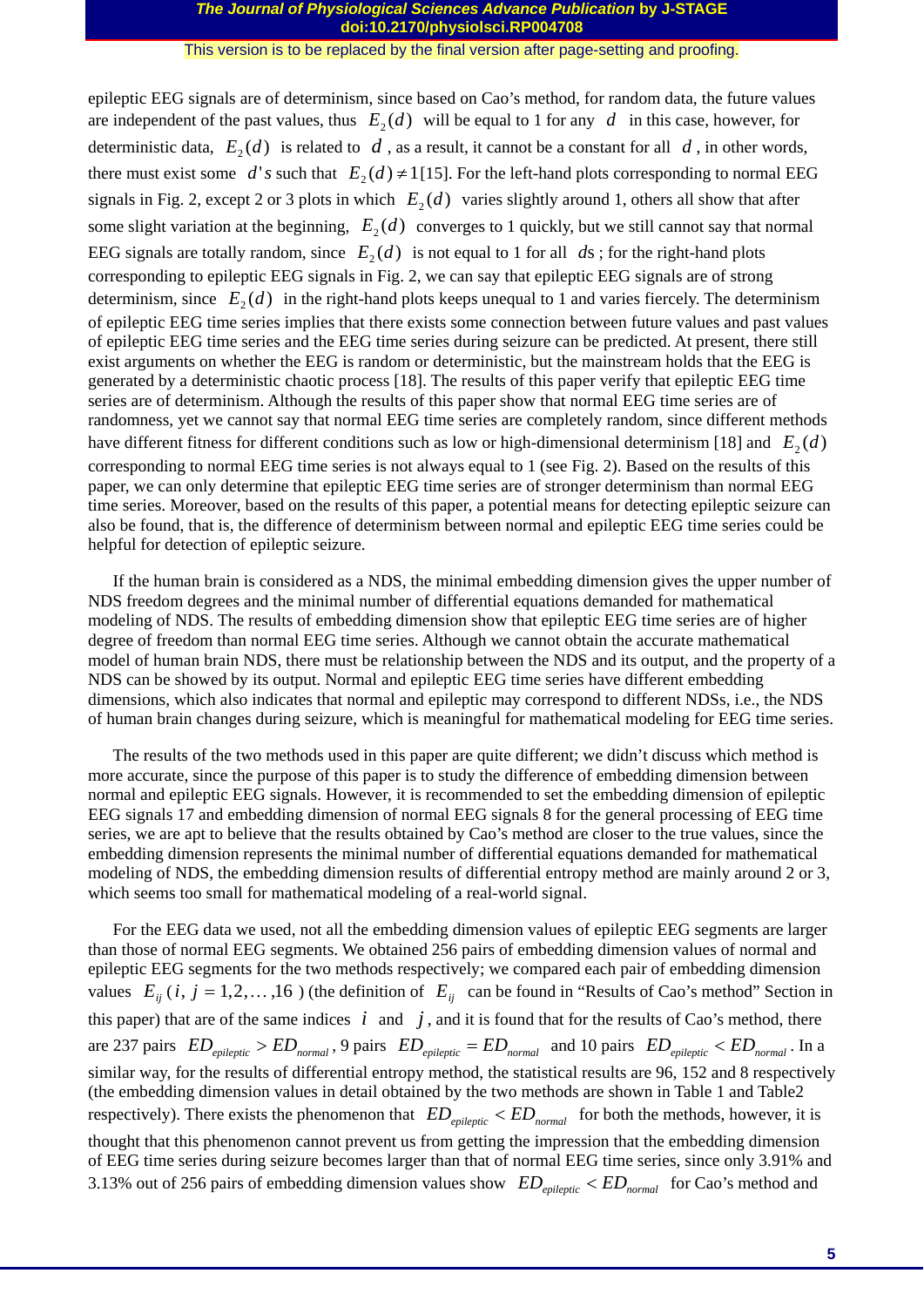epileptic EEG signals are of determinism, since based on Cao's method, for random data, the future values are independent of the past values, thus $E_2(d)$ will be equal to 1 for any $d$ in this case, however, for deterministic data, $E_2(d)$ is related to $d$, as a result, it cannot be a constant for all $d$, in other words, there must exist some $d's$ such that $E_2(d) \neq 1$[15]. For the left-hand plots corresponding to normal EEG signals in Fig. 2, except 2 or 3 plots in which $E_2(d)$ varies slightly around 1, others all show that after some slight variation at the beginning, $E_2(d)$ converges to 1 quickly, but we still cannot say that normal EEG signals are totally random, since $E_2(d)$ is not equal to 1 for all $ds$; for the right-hand plots corresponding to epileptic EEG signals in Fig. 2, we can say that epileptic EEG signals are of strong determinism, since $E_2(d)$ in the right-hand plots keeps unequal to 1 and varies fiercely. The determinism of epileptic EEG time series implies that there exists some connection between future values and past values of epileptic EEG time series and the EEG time series during seizure can be predicted. At present, there still exist arguments on whether the EEG is random or deterministic, but the mainstream holds that the EEG is generated by a deterministic chaotic process [18]. The results of this paper verify that epileptic EEG time series are of determinism. Although the results of this paper show that normal EEG time series are of randomness, yet we cannot say that normal EEG time series are completely random, since different methods have different fitness for different conditions such as low or high-dimensional determinism [18] and $E_2(d)$ corresponding to normal EEG time series is not always equal to 1 (see Fig. 2). Based on the results of this paper, we can only determine that epileptic EEG time series are of stronger determinism than normal EEG time series. Moreover, based on the results of this paper, a potential means for detecting epileptic seizure can also be found, that is, the difference of determinism between normal and epileptic EEG time series could be helpful for detection of epileptic seizure.

If the human brain is considered as a NDS, the minimal embedding dimension gives the upper number of NDS freedom degrees and the minimal number of differential equations demanded for mathematical modeling of NDS. The results of embedding dimension show that epileptic EEG time series are of higher degree of freedom than normal EEG time series. Although we cannot obtain the accurate mathematical model of human brain NDS, there must be relationship between the NDS and its output, and the property of a NDS can be showed by its output. Normal and epileptic EEG time series have different embedding dimensions, which also indicates that normal and epileptic may correspond to different NDSs, i.e., the NDS of human brain changes during seizure, which is meaningful for mathematical modeling for EEG time series.

The results of the two methods used in this paper are quite different; we didn't discuss which method is more accurate, since the purpose of this paper is to study the difference of embedding dimension between normal and epileptic EEG signals. However, it is recommended to set the embedding dimension of epileptic EEG signals 17 and embedding dimension of normal EEG signals 8 for the general processing of EEG time series, we are apt to believe that the results obtained by Cao's method are closer to the true values, since the embedding dimension represents the minimal number of differential equations demanded for mathematical modeling of NDS, the embedding dimension results of differential entropy method are mainly around 2 or 3, which seems too small for mathematical modeling of a real-world signal.

For the EEG data we used, not all the embedding dimension values of epileptic EEG segments are larger than those of normal EEG segments. We obtained 256 pairs of embedding dimension values of normal and epileptic EEG segments for the two methods respectively; we compared each pair of embedding dimension values $E_{ij}$ ($i, j = 1, 2, \ldots, 16$) (the definition of $E_{ij}$ can be found in "Results of Cao's method" Section in this paper) that are of the same indices $i$ and $j$, and it is found that for the results of Cao's method, there are 237 pairs $ED_{epileptic} > ED_{normal}$, 9 pairs $ED_{epileptic} = ED_{normal}$ and 10 pairs $ED_{epileptic} < ED_{normal}$. In a similar way, for the results of differential entropy method, the statistical results are 96, 152 and 8 respectively (the embedding dimension values in detail obtained by the two methods are shown in Table 1 and Table2 respectively). There exists the phenomenon that $ED_{epileptic} < ED_{normal}$ for both the methods, however, it is thought that this phenomenon cannot prevent us from getting the impression that the embedding dimension of EEG time series during seizure becomes larger than that of normal EEG time series, since only 3.91% and 3.13% out of 256 pairs of embedding dimension values show $ED_{epileptic} < ED_{normal}$ for Cao's method and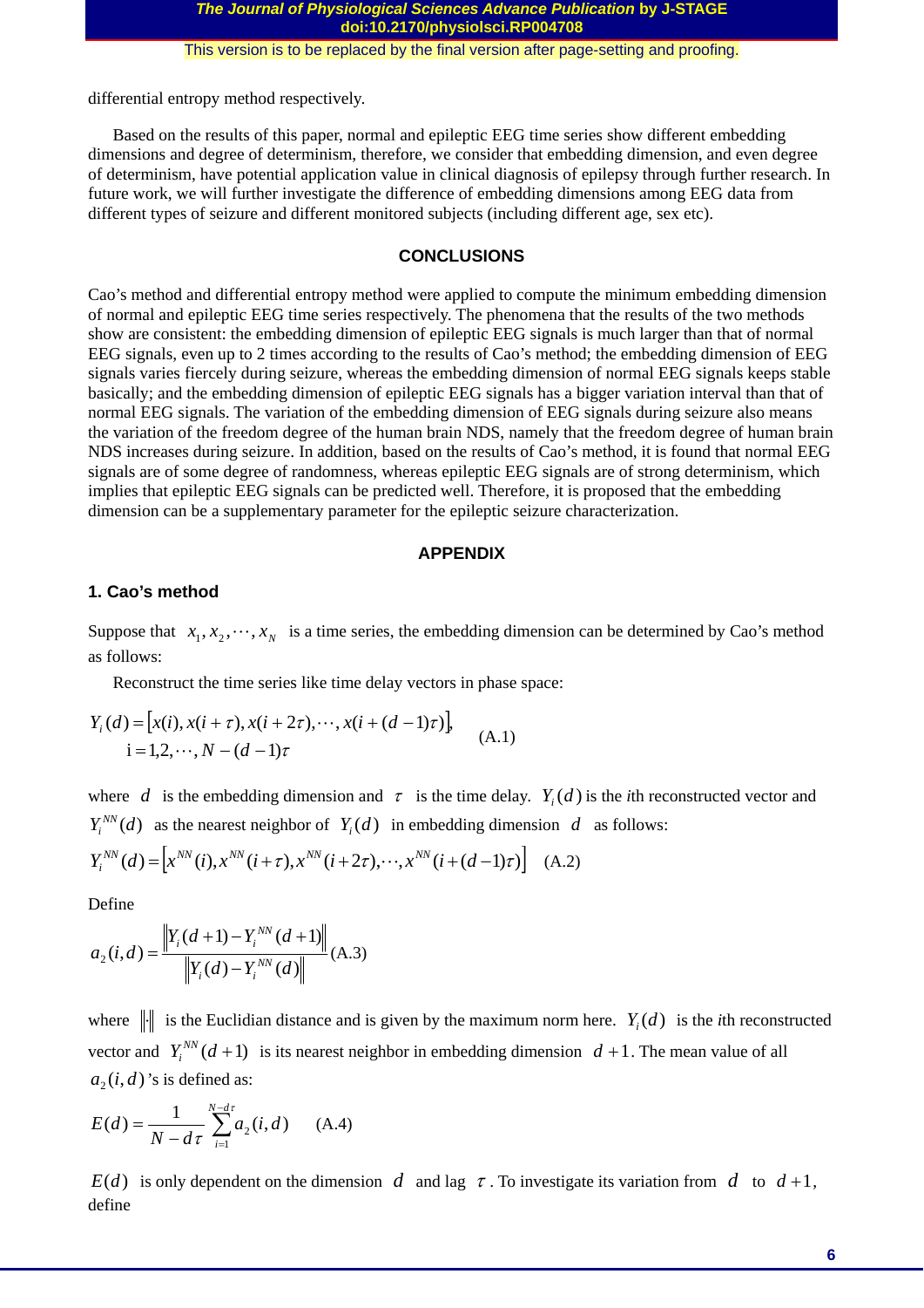differential entropy method respectively.

Based on the results of this paper, normal and epileptic EEG time series show different embedding dimensions and degree of determinism, therefore, we consider that embedding dimension, and even degree of determinism, have potential application value in clinical diagnosis of epilepsy through further research. In future work, we will further investigate the difference of embedding dimensions among EEG data from different types of seizure and different monitored subjects (including different age, sex etc).

## CONCLUSIONS

Cao's method and differential entropy method were applied to compute the minimum embedding dimension of normal and epileptic EEG time series respectively. The phenomena that the results of the two methods show are consistent: the embedding dimension of epileptic EEG signals is much larger than that of normal EEG signals, even up to 2 times according to the results of Cao's method; the embedding dimension of EEG signals varies fiercely during seizure, whereas the embedding dimension of normal EEG signals keeps stable basically; and the embedding dimension of epileptic EEG signals has a bigger variation interval than that of normal EEG signals. The variation of the embedding dimension of EEG signals during seizure also means the variation of the freedom degree of the human brain NDS, namely that the freedom degree of human brain NDS increases during seizure. In addition, based on the results of Cao's method, it is found that normal EEG signals are of some degree of randomness, whereas epileptic EEG signals are of strong determinism, which implies that epileptic EEG signals can be predicted well. Therefore, it is proposed that the embedding dimension can be a supplementary parameter for the epileptic seizure characterization.

## APPENDIX

### 1. Cao's method

Suppose that $x_1, x_2, \cdots, x_N$ is a time series, the embedding dimension can be determined by Cao's method as follows:

Reconstruct the time series like time delay vectors in phase space:

$$Y_i(d) = [x(i), x(i+\tau), x(i+2\tau), \cdots, x(i+(d-1)\tau)],$$
$$i = 1, 2, \cdots, N-(d-1)\tau \quad \text{(A.1)}$$

where $d$ is the embedding dimension and $\tau$ is the time delay. $Y_i(d)$ is the $i$th reconstructed vector and $Y_i^{NN}(d)$ as the nearest neighbor of $Y_i(d)$ in embedding dimension $d$ as follows:

$$Y_i^{NN}(d) = [x^{NN}(i), x^{NN}(i+\tau), x^{NN}(i+2\tau), \cdots, x^{NN}(i+(d-1)\tau)] \quad \text{(A.2)}$$

Define

$$a_2(i,d) = \frac{\left\| Y_i(d+1) - Y_i^{NN}(d+1) \right\|}{\left\| Y_i(d) - Y_i^{NN}(d) \right\|} \quad \text{(A.3)}$$

where $\|\cdot\|$ is the Euclidian distance and is given by the maximum norm here. $Y_i(d)$ is the $i$th reconstructed vector and $Y_i^{NN}(d+1)$ is its nearest neighbor in embedding dimension $d+1$. The mean value of all $a_2(i,d)$'s is defined as:

$$E(d) = \frac{1}{N - d\tau} \sum_{i=1}^{N-d\tau} a_2(i,d) \quad \text{(A.4)}$$

$E(d)$ is only dependent on the dimension $d$ and lag $\tau$. To investigate its variation from $d$ to $d+1$, define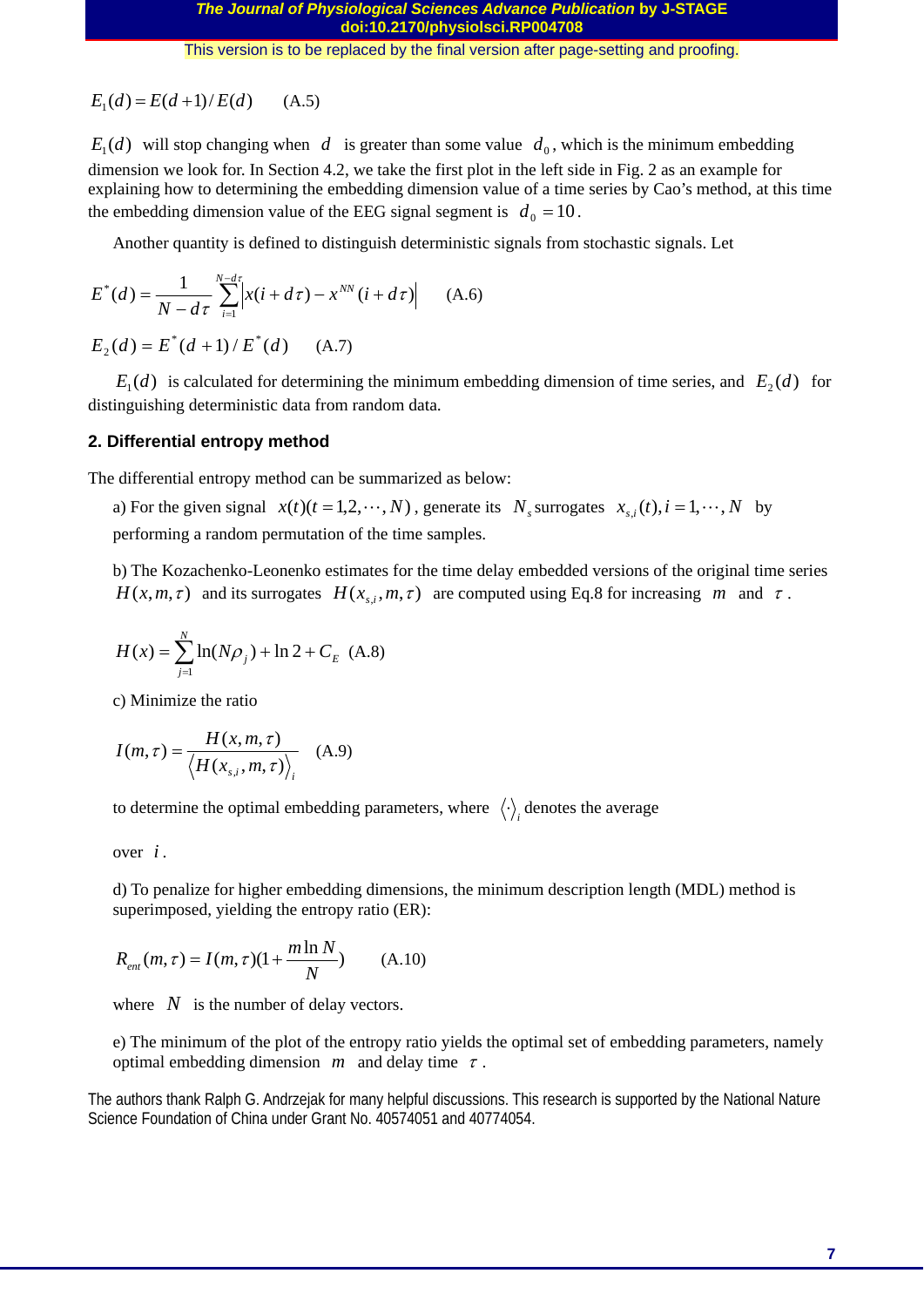$$E_1(d) = E(d+1)/E(d) \qquad \text{(A.5)}$$

$E_1(d)$ will stop changing when $d$ is greater than some value $d_0$, which is the minimum embedding dimension we look for. In Section 4.2, we take the first plot in the left side in Fig. 2 as an example for explaining how to determining the embedding dimension value of a time series by Cao's method, at this time the embedding dimension value of the EEG signal segment is $d_0 = 10$.

Another quantity is defined to distinguish deterministic signals from stochastic signals. Let

$$E^*(d) = \frac{1}{N - d\tau} \sum_{i=1}^{N-d\tau} \left| x(i + d\tau) - x^{NN}(i + d\tau) \right| \qquad \text{(A.6)}$$

$$E_2(d) = E^*(d+1)/E^*(d) \qquad \text{(A.7)}$$

$E_1(d)$ is calculated for determining the minimum embedding dimension of time series, and $E_2(d)$ for distinguishing deterministic data from random data.

## 2. Differential entropy method

The differential entropy method can be summarized as below:

a) For the given signal $x(t)(t = 1, 2, \cdots, N)$, generate its $N_s$ surrogates $x_{s,i}(t), i = 1, \cdots, N$ by performing a random permutation of the time samples.

b) The Kozachenko-Leonenko estimates for the time delay embedded versions of the original time series $H(x, m, \tau)$ and its surrogates $H(x_{s,i}, m, \tau)$ are computed using Eq.8 for increasing $m$ and $\tau$.

$$H(x) = \sum_{j=1}^{N} \ln(N\rho_j) + \ln 2 + C_E \quad \text{(A.8)}$$

c) Minimize the ratio

$$I(m, \tau) = \frac{H(x, m, \tau)}{\langle H(x_{s,i}, m, \tau) \rangle_i} \quad \text{(A.9)}$$

to determine the optimal embedding parameters, where $\langle \cdot \rangle_i$ denotes the average

over $i$.

d) To penalize for higher embedding dimensions, the minimum description length (MDL) method is superimposed, yielding the entropy ratio (ER):

$$R_{ent}(m, \tau) = I(m, \tau)\left(1 + \frac{m \ln N}{N}\right) \qquad \text{(A.10)}$$

where $N$ is the number of delay vectors.

e) The minimum of the plot of the entropy ratio yields the optimal set of embedding parameters, namely optimal embedding dimension $m$ and delay time $\tau$.

The authors thank Ralph G. Andrzejak for many helpful discussions. This research is supported by the National Nature Science Foundation of China under Grant No. 40574051 and 40774054.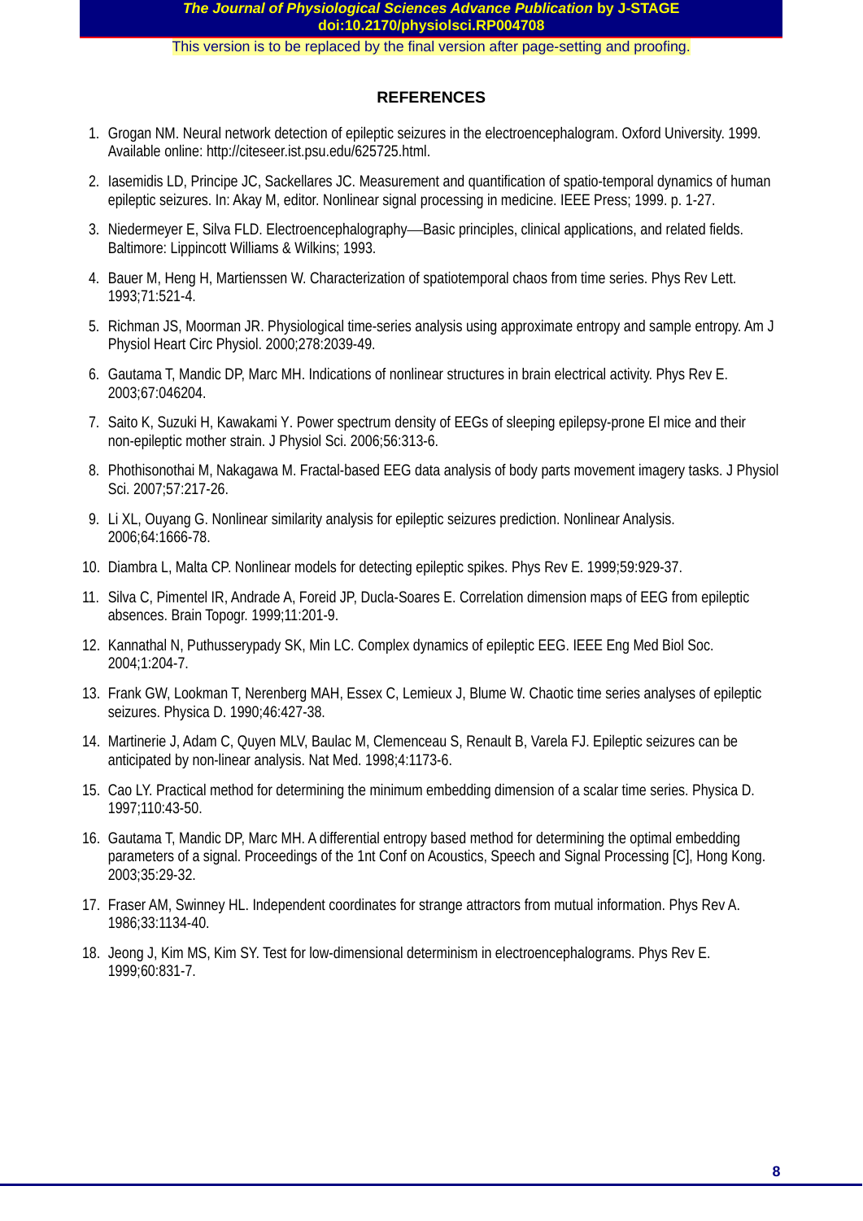## REFERENCES

1. Grogan NM. Neural network detection of epileptic seizures in the electroencephalogram. Oxford University. 1999. Available online: http://citeseer.ist.psu.edu/625725.html.
2. Iasemidis LD, Principe JC, Sackellares JC. Measurement and quantification of spatio-temporal dynamics of human epileptic seizures. In: Akay M, editor. Nonlinear signal processing in medicine. IEEE Press; 1999. p. 1-27.
3. Niedermeyer E, Silva FLD. Electroencephalography—Basic principles, clinical applications, and related fields. Baltimore: Lippincott Williams & Wilkins; 1993.
4. Bauer M, Heng H, Martienssen W. Characterization of spatiotemporal chaos from time series. Phys Rev Lett. 1993;71:521-4.
5. Richman JS, Moorman JR. Physiological time-series analysis using approximate entropy and sample entropy. Am J Physiol Heart Circ Physiol. 2000;278:2039-49.
6. Gautama T, Mandic DP, Marc MH. Indications of nonlinear structures in brain electrical activity. Phys Rev E. 2003;67:046204.
7. Saito K, Suzuki H, Kawakami Y. Power spectrum density of EEGs of sleeping epilepsy-prone El mice and their non-epileptic mother strain. J Physiol Sci. 2006;56:313-6.
8. Phothisonothai M, Nakagawa M. Fractal-based EEG data analysis of body parts movement imagery tasks. J Physiol Sci. 2007;57:217-26.
9. Li XL, Ouyang G. Nonlinear similarity analysis for epileptic seizures prediction. Nonlinear Analysis. 2006;64:1666-78.
10. Diambra L, Malta CP. Nonlinear models for detecting epileptic spikes. Phys Rev E. 1999;59:929-37.
11. Silva C, Pimentel IR, Andrade A, Foreid JP, Ducla-Soares E. Correlation dimension maps of EEG from epileptic absences. Brain Topogr. 1999;11:201-9.
12. Kannathal N, Puthusserypady SK, Min LC. Complex dynamics of epileptic EEG. IEEE Eng Med Biol Soc. 2004;1:204-7.
13. Frank GW, Lookman T, Nerenberg MAH, Essex C, Lemieux J, Blume W. Chaotic time series analyses of epileptic seizures. Physica D. 1990;46:427-38.
14. Martinerie J, Adam C, Quyen MLV, Baulac M, Clemenceau S, Renault B, Varela FJ. Epileptic seizures can be anticipated by non-linear analysis. Nat Med. 1998;4:1173-6.
15. Cao LY. Practical method for determining the minimum embedding dimension of a scalar time series. Physica D. 1997;110:43-50.
16. Gautama T, Mandic DP, Marc MH. A differential entropy based method for determining the optimal embedding parameters of a signal. Proceedings of the 1nt Conf on Acoustics, Speech and Signal Processing [C], Hong Kong. 2003;35:29-32.
17. Fraser AM, Swinney HL. Independent coordinates for strange attractors from mutual information. Phys Rev A. 1986;33:1134-40.
18. Jeong J, Kim MS, Kim SY. Test for low-dimensional determinism in electroencephalograms. Phys Rev E. 1999;60:831-7.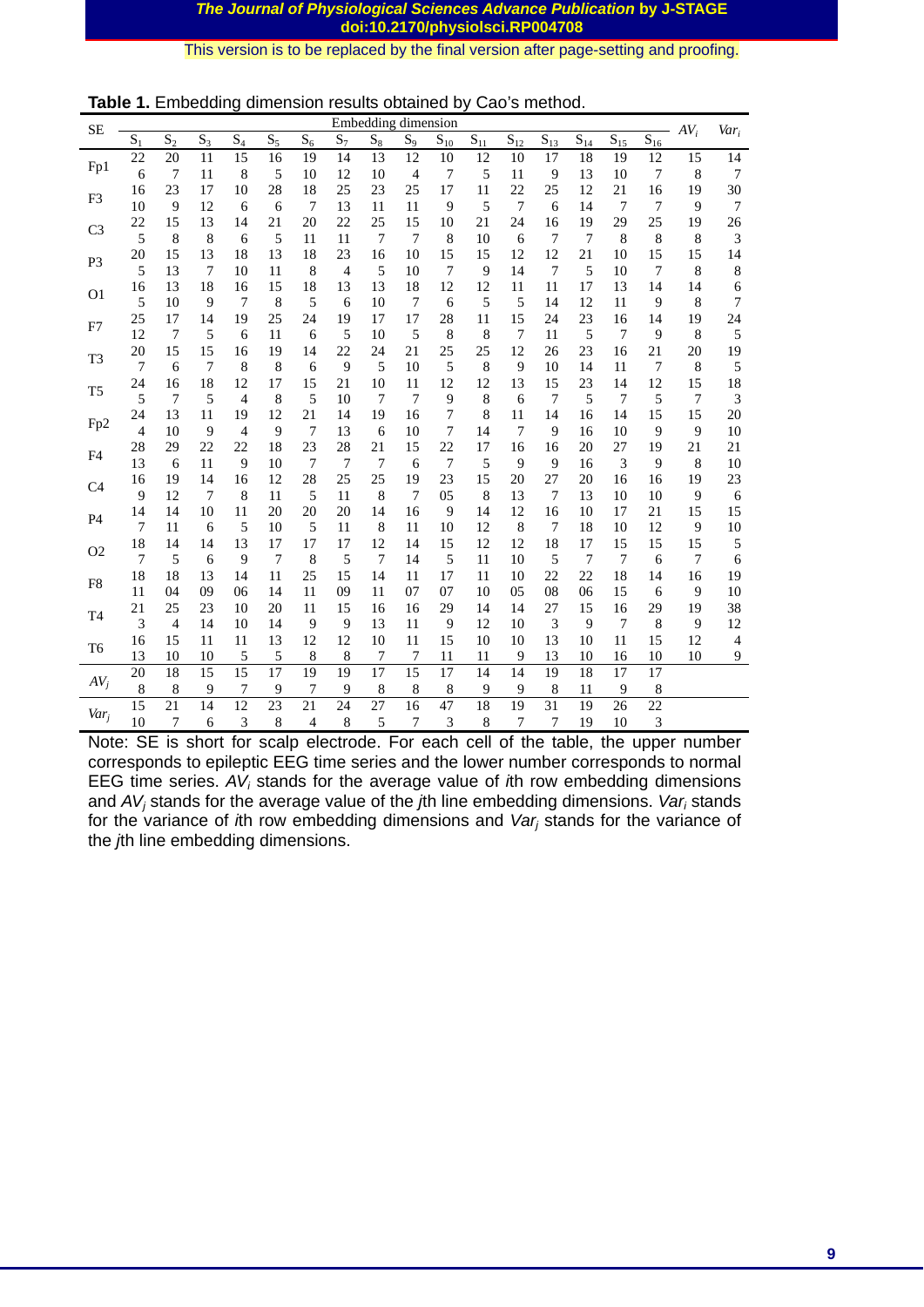**Table 1.** Embedding dimension results obtained by Cao's method.

| SE | $S_1$ | $S_2$ | $S_3$ | $S_4$ | $S_5$ | $S_6$ | $S_7$ | $S_8$ | $S_9$ | $S_{10}$ | $S_{11}$ | $S_{12}$ | $S_{13}$ | $S_{14}$ | $S_{15}$ | $S_{16}$ | $AV_i$ | $Var_i$ |
|---|---|---|---|---|---|---|---|---|---|---|---|---|---|---|---|---|---|---|
| Fp1 | 22 | 20 | 11 | 15 | 16 | 19 | 14 | 13 | 12 | 10 | 12 | 10 | 17 | 18 | 19 | 12 | 15 | 14 |
| | 6 | 7 | 11 | 8 | 5 | 10 | 12 | 10 | 4 | 7 | 5 | 11 | 9 | 13 | 10 | 7 | 8 | 7 |
| F3 | 16 | 23 | 17 | 10 | 28 | 18 | 25 | 23 | 25 | 17 | 11 | 22 | 25 | 12 | 21 | 16 | 19 | 30 |
| | 10 | 9 | 12 | 6 | 6 | 7 | 13 | 11 | 11 | 9 | 5 | 7 | 6 | 14 | 7 | 7 | 9 | 7 |
| C3 | 22 | 15 | 13 | 14 | 21 | 20 | 22 | 25 | 15 | 10 | 21 | 24 | 16 | 19 | 29 | 25 | 19 | 26 |
| | 5 | 8 | 8 | 6 | 5 | 11 | 11 | 7 | 7 | 8 | 10 | 6 | 7 | 7 | 8 | 8 | 8 | 3 |
| P3 | 20 | 15 | 13 | 18 | 13 | 18 | 23 | 16 | 10 | 15 | 15 | 12 | 12 | 21 | 10 | 15 | 15 | 14 |
| | 5 | 13 | 7 | 10 | 11 | 8 | 4 | 5 | 10 | 7 | 9 | 14 | 7 | 5 | 10 | 7 | 8 | 8 |
| O1 | 16 | 13 | 18 | 16 | 15 | 18 | 13 | 13 | 18 | 12 | 12 | 11 | 11 | 17 | 13 | 14 | 14 | 6 |
| | 5 | 10 | 9 | 7 | 8 | 5 | 6 | 10 | 7 | 6 | 5 | 5 | 14 | 12 | 11 | 9 | 8 | 7 |
| F7 | 25 | 17 | 14 | 19 | 25 | 24 | 19 | 17 | 17 | 28 | 11 | 15 | 24 | 23 | 16 | 14 | 19 | 24 |
| | 12 | 7 | 5 | 6 | 11 | 6 | 5 | 10 | 5 | 8 | 8 | 7 | 11 | 5 | 7 | 9 | 8 | 5 |
| T3 | 20 | 15 | 15 | 16 | 19 | 14 | 22 | 24 | 21 | 25 | 25 | 12 | 26 | 23 | 16 | 21 | 20 | 19 |
| | 7 | 6 | 7 | 8 | 8 | 6 | 9 | 5 | 10 | 5 | 8 | 9 | 10 | 14 | 11 | 7 | 8 | 5 |
| T5 | 24 | 16 | 18 | 12 | 17 | 15 | 21 | 10 | 11 | 12 | 12 | 13 | 15 | 23 | 14 | 12 | 15 | 18 |
| | 5 | 7 | 5 | 4 | 8 | 5 | 10 | 7 | 7 | 9 | 8 | 6 | 7 | 5 | 7 | 5 | 7 | 3 |
| Fp2 | 24 | 13 | 11 | 19 | 12 | 21 | 14 | 19 | 16 | 7 | 8 | 11 | 14 | 16 | 14 | 15 | 15 | 20 |
| | 4 | 10 | 9 | 4 | 9 | 7 | 13 | 6 | 10 | 7 | 14 | 7 | 9 | 16 | 10 | 9 | 9 | 10 |
| F4 | 28 | 29 | 22 | 22 | 18 | 23 | 28 | 21 | 15 | 22 | 17 | 16 | 16 | 20 | 27 | 19 | 21 | 21 |
| | 13 | 6 | 11 | 9 | 10 | 7 | 7 | 7 | 6 | 7 | 5 | 9 | 9 | 16 | 3 | 9 | 8 | 10 |
| C4 | 16 | 19 | 14 | 16 | 12 | 28 | 25 | 25 | 19 | 23 | 15 | 20 | 27 | 20 | 16 | 16 | 19 | 23 |
| | 9 | 12 | 7 | 8 | 11 | 5 | 11 | 8 | 7 | 05 | 8 | 13 | 7 | 13 | 10 | 10 | 9 | 6 |
| P4 | 14 | 14 | 10 | 11 | 20 | 20 | 20 | 14 | 16 | 9 | 14 | 12 | 16 | 10 | 17 | 21 | 15 | 15 |
| | 7 | 11 | 6 | 5 | 10 | 5 | 11 | 8 | 11 | 10 | 12 | 8 | 7 | 18 | 10 | 12 | 9 | 10 |
| O2 | 18 | 14 | 14 | 13 | 17 | 17 | 17 | 12 | 14 | 15 | 12 | 12 | 18 | 17 | 15 | 15 | 15 | 5 |
| | 7 | 5 | 6 | 9 | 7 | 8 | 5 | 7 | 14 | 5 | 11 | 10 | 5 | 7 | 7 | 6 | 7 | 6 |
| F8 | 18 | 18 | 13 | 14 | 11 | 25 | 15 | 14 | 11 | 17 | 11 | 10 | 22 | 22 | 18 | 14 | 16 | 19 |
| | 11 | 04 | 09 | 06 | 14 | 11 | 09 | 11 | 07 | 07 | 10 | 05 | 08 | 06 | 15 | 6 | 9 | 10 |
| T4 | 21 | 25 | 23 | 10 | 20 | 11 | 15 | 16 | 16 | 29 | 14 | 14 | 27 | 15 | 16 | 29 | 19 | 38 |
| | 3 | 4 | 14 | 10 | 14 | 9 | 9 | 13 | 11 | 9 | 12 | 10 | 3 | 9 | 7 | 8 | 9 | 12 |
| T6 | 16 | 15 | 11 | 11 | 13 | 12 | 12 | 10 | 11 | 15 | 10 | 10 | 13 | 10 | 11 | 15 | 12 | 4 |
| | 13 | 10 | 10 | 5 | 5 | 8 | 8 | 7 | 7 | 11 | 11 | 9 | 13 | 10 | 16 | 10 | 10 | 9 |
| $AV_j$ | 20 | 18 | 15 | 15 | 17 | 19 | 19 | 17 | 15 | 17 | 14 | 14 | 19 | 18 | 17 | 17 | | |
| | 8 | 8 | 9 | 7 | 9 | 7 | 9 | 8 | 8 | 8 | 9 | 9 | 8 | 11 | 9 | 8 | | |
| $Var_j$ | 15 | 21 | 14 | 12 | 23 | 21 | 24 | 27 | 16 | 47 | 18 | 19 | 31 | 19 | 26 | 22 | | |
| | 10 | 7 | 6 | 3 | 8 | 4 | 8 | 5 | 7 | 3 | 8 | 7 | 7 | 19 | 10 | 3 | | |

Note: SE is short for scalp electrode. For each cell of the table, the upper number corresponds to epileptic EEG time series and the lower number corresponds to normal EEG time series. $AV_i$ stands for the average value of *i*th row embedding dimensions and $AV_j$ stands for the average value of the *j*th line embedding dimensions. $Var_i$ stands for the variance of *i*th row embedding dimensions and $Var_j$ stands for the variance of the *j*th line embedding dimensions.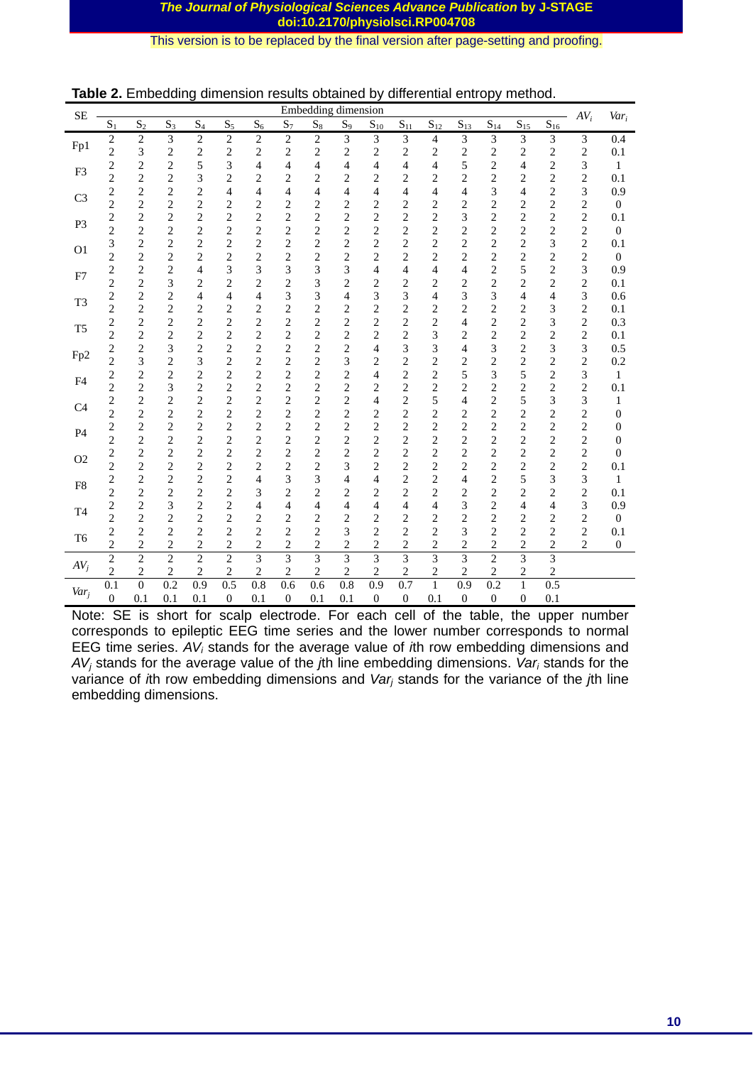**Table 2.** Embedding dimension results obtained by differential entropy method.

| SE | Embedding dimension | | | | | | | | | | | | | | | | $AV_i$ | $Var_i$ |
|---|---|---|---|---|---|---|---|---|---|---|---|---|---|---|---|---|---|---|
| | $S_1$ | $S_2$ | $S_3$ | $S_4$ | $S_5$ | $S_6$ | $S_7$ | $S_8$ | $S_9$ | $S_{10}$ | $S_{11}$ | $S_{12}$ | $S_{13}$ | $S_{14}$ | $S_{15}$ | $S_{16}$ | | |
| Fp1 | 2<br>2 | 2<br>3 | 3<br>2 | 2<br>2 | 2<br>2 | 2<br>2 | 2<br>2 | 2<br>2 | 3<br>2 | 3<br>2 | 3<br>2 | 4<br>2 | 3<br>2 | 3<br>2 | 3<br>2 | 3<br>2 | 3<br>2 | 0.4<br>0.1 |
| F3 | 2<br>2 | 2<br>2 | 2<br>2 | 5<br>3 | 3<br>2 | 4<br>2 | 4<br>2 | 4<br>2 | 4<br>2 | 4<br>2 | 4<br>2 | 4<br>2 | 5<br>2 | 2<br>2 | 4<br>2 | 2<br>2 | 3<br>2 | 1<br>0.1 |
| C3 | 2<br>2 | 2<br>2 | 2<br>2 | 2<br>2 | 4<br>2 | 4<br>2 | 4<br>2 | 4<br>2 | 4<br>2 | 4<br>2 | 4<br>2 | 4<br>2 | 4<br>2 | 3<br>2 | 4<br>2 | 2<br>2 | 3<br>2 | 0.9<br>0 |
| P3 | 2<br>2 | 2<br>2 | 2<br>2 | 2<br>2 | 2<br>2 | 2<br>2 | 2<br>2 | 2<br>2 | 2<br>2 | 2<br>2 | 2<br>2 | 2<br>2 | 3<br>2 | 2<br>2 | 2<br>2 | 2<br>2 | 2<br>2 | 0.1<br>0 |
| O1 | 3<br>2 | 2<br>2 | 2<br>2 | 2<br>2 | 2<br>2 | 2<br>2 | 2<br>2 | 2<br>2 | 2<br>2 | 2<br>2 | 2<br>2 | 2<br>2 | 2<br>2 | 2<br>2 | 2<br>2 | 3<br>2 | 2<br>2 | 0.1<br>0 |
| F7 | 2<br>2 | 2<br>2 | 2<br>3 | 4<br>2 | 3<br>2 | 3<br>2 | 3<br>2 | 3<br>3 | 3<br>2 | 4<br>2 | 4<br>2 | 4<br>2 | 4<br>2 | 2<br>2 | 5<br>2 | 2<br>2 | 3<br>2 | 0.9<br>0.1 |
| T3 | 2<br>2 | 2<br>2 | 2<br>2 | 4<br>2 | 4<br>2 | 4<br>2 | 3<br>2 | 3<br>2 | 4<br>2 | 3<br>2 | 3<br>2 | 4<br>2 | 3<br>2 | 3<br>2 | 4<br>2 | 4<br>3 | 3<br>2 | 0.6<br>0.1 |
| T5 | 2<br>2 | 2<br>2 | 2<br>2 | 2<br>2 | 2<br>2 | 2<br>2 | 2<br>2 | 2<br>2 | 2<br>2 | 2<br>2 | 2<br>2 | 2<br>3 | 4<br>2 | 2<br>2 | 2<br>2 | 3<br>2 | 2<br>2 | 0.3<br>0.1 |
| Fp2 | 2<br>2 | 2<br>3 | 3<br>2 | 2<br>3 | 2<br>2 | 2<br>2 | 2<br>2 | 2<br>2 | 2<br>3 | 4<br>2 | 3<br>2 | 3<br>2 | 4<br>2 | 3<br>2 | 2<br>2 | 3<br>2 | 3<br>2 | 0.5<br>0.2 |
| F4 | 2<br>2 | 2<br>2 | 2<br>3 | 2<br>2 | 2<br>2 | 2<br>2 | 2<br>2 | 2<br>2 | 2<br>2 | 4<br>2 | 2<br>2 | 2<br>2 | 5<br>2 | 3<br>2 | 5<br>2 | 2<br>2 | 3<br>2 | 1<br>0.1 |
| C4 | 2<br>2 | 2<br>2 | 2<br>2 | 2<br>2 | 2<br>2 | 2<br>2 | 2<br>2 | 2<br>2 | 2<br>2 | 4<br>2 | 2<br>2 | 5<br>2 | 4<br>2 | 2<br>2 | 5<br>2 | 3<br>2 | 3<br>2 | 1<br>0 |
| P4 | 2<br>2 | 2<br>2 | 2<br>2 | 2<br>2 | 2<br>2 | 2<br>2 | 2<br>2 | 2<br>2 | 2<br>2 | 2<br>2 | 2<br>2 | 2<br>2 | 2<br>2 | 2<br>2 | 2<br>2 | 2<br>2 | 2<br>2 | 0<br>0 |
| O2 | 2<br>2 | 2<br>2 | 2<br>2 | 2<br>2 | 2<br>2 | 2<br>2 | 2<br>2 | 2<br>2 | 2<br>3 | 2<br>2 | 2<br>2 | 2<br>2 | 2<br>2 | 2<br>2 | 2<br>2 | 2<br>2 | 2<br>2 | 0<br>0.1 |
| F8 | 2<br>2 | 2<br>2 | 2<br>2 | 2<br>2 | 2<br>2 | 4<br>3 | 3<br>2 | 3<br>2 | 4<br>2 | 4<br>2 | 2<br>2 | 2<br>2 | 4<br>2 | 2<br>2 | 5<br>2 | 3<br>2 | 3<br>2 | 1<br>0.1 |
| T4 | 2<br>2 | 2<br>2 | 3<br>2 | 2<br>2 | 2<br>2 | 4<br>2 | 4<br>2 | 4<br>2 | 4<br>2 | 4<br>2 | 4<br>2 | 4<br>2 | 3<br>2 | 2<br>2 | 4<br>2 | 4<br>2 | 3<br>2 | 0.9<br>0 |
| T6 | 2<br>2 | 2<br>2 | 2<br>2 | 2<br>2 | 2<br>2 | 2<br>2 | 2<br>2 | 2<br>2 | 3<br>2 | 2<br>2 | 2<br>2 | 2<br>2 | 3<br>2 | 2<br>2 | 2<br>2 | 2<br>2 | 2<br>2 | 0.1<br>0 |
| $AV_j$ | 2<br>2 | 2<br>2 | 2<br>2 | 2<br>2 | 2<br>2 | 3<br>2 | 3<br>2 | 3<br>2 | 3<br>2 | 3<br>2 | 3<br>2 | 3<br>2 | 3<br>2 | 2<br>2 | 3<br>2 | 3<br>2 | | |
| $Var_j$ | 0.1<br>0 | 0<br>0.1 | 0.2<br>0.1 | 0.9<br>0.1 | 0.5<br>0 | 0.8<br>0.1 | 0.6<br>0 | 0.6<br>0.1 | 0.8<br>0.1 | 0.9<br>0 | 0.7<br>0 | 1<br>0.1 | 0.9<br>0 | 0.2<br>0 | 1<br>0 | 0.5<br>0.1 | | |

Note: SE is short for scalp electrode. For each cell of the table, the upper number corresponds to epileptic EEG time series and the lower number corresponds to normal EEG time series. $AV_i$ stands for the average value of $i$th row embedding dimensions and $AV_j$ stands for the average value of the $j$th line embedding dimensions. $Var_i$ stands for the variance of $i$th row embedding dimensions and $Var_j$ stands for the variance of the $j$th line embedding dimensions.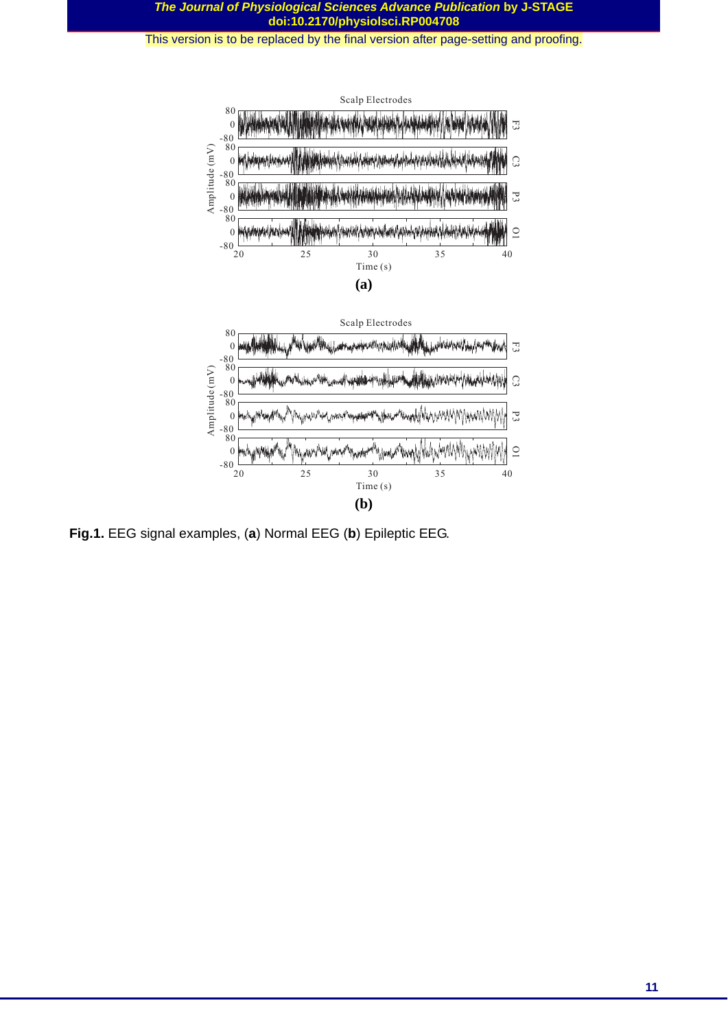**Fig.1.** EEG signal examples, (**a**) Normal EEG (**b**) Epileptic EEG.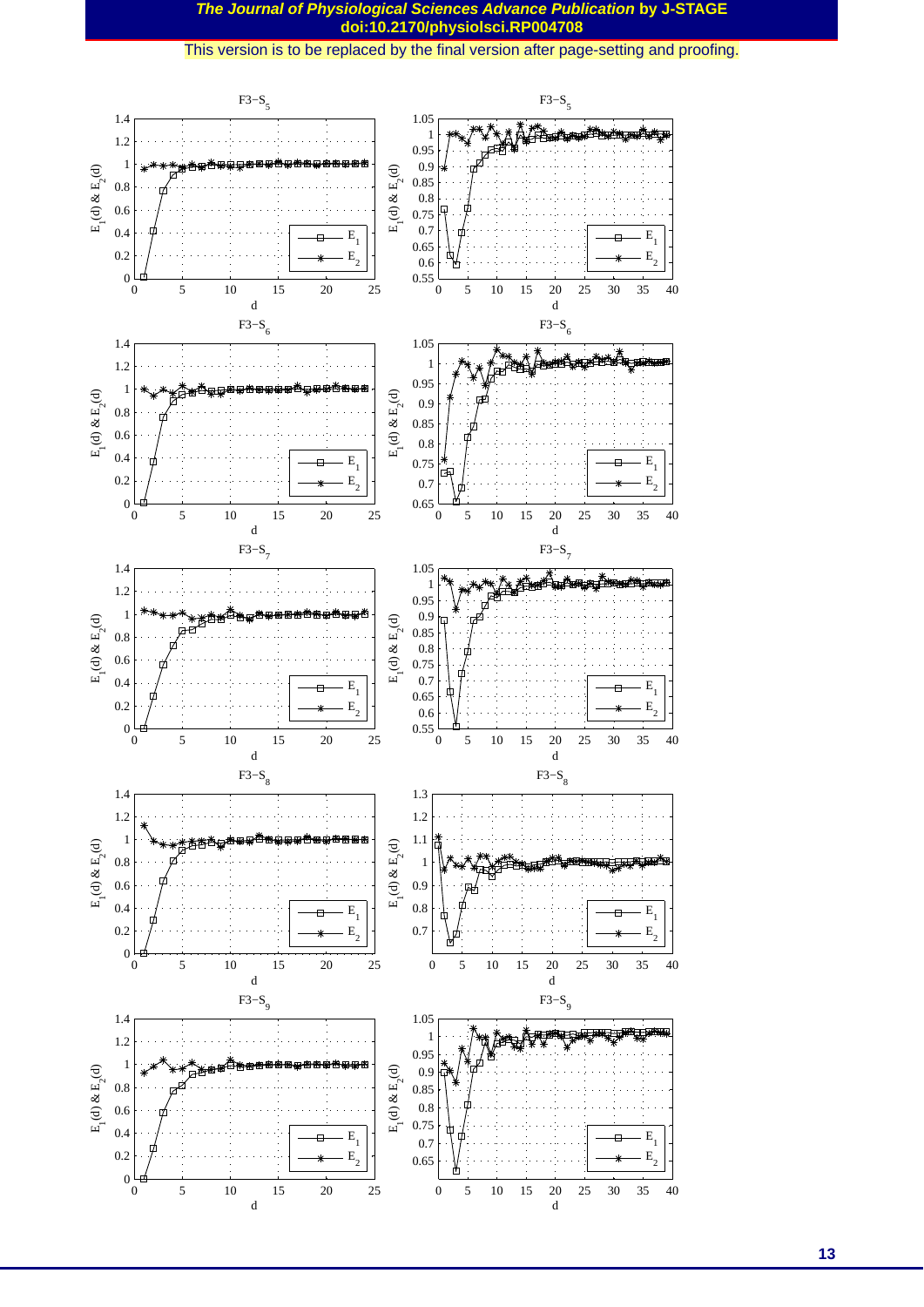F3−$S_5$

F3−$S_5$

F3−$S_6$

F3−$S_6$

F3−$S_7$

F3−$S_7$

F3−$S_8$

F3−$S_8$

F3−$S_9$

F3−$S_9$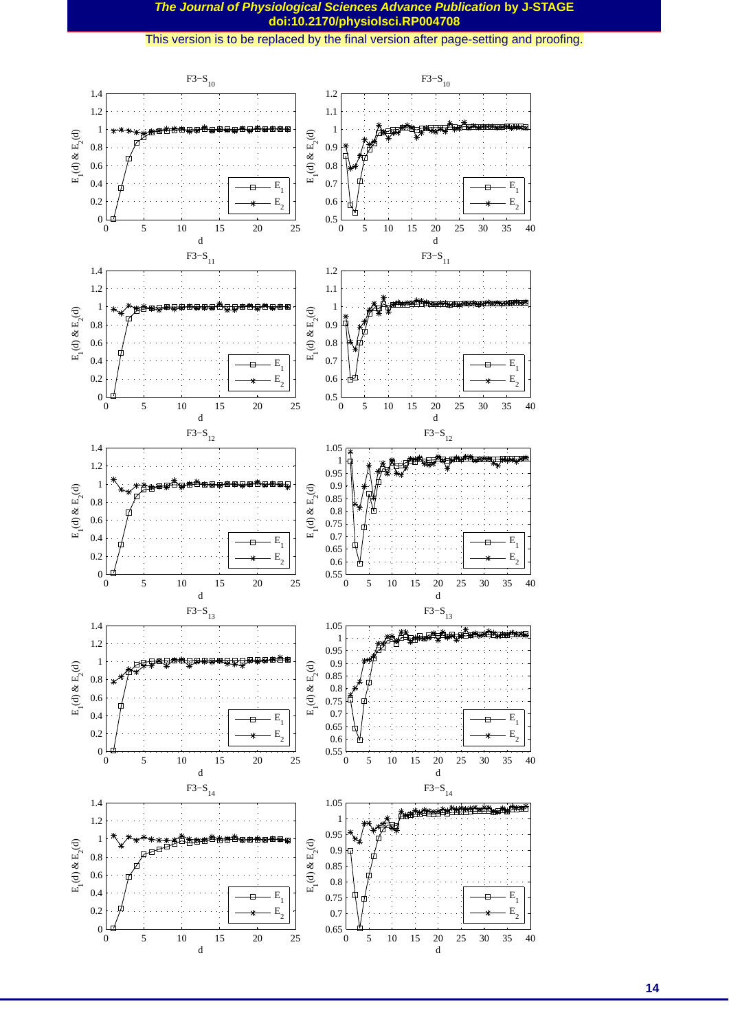F3−$S_{10}$

F3−$S_{10}$

F3−$S_{11}$

F3−$S_{11}$

F3−$S_{12}$

F3−$S_{12}$

F3−$S_{13}$

F3−$S_{13}$

F3−$S_{14}$

F3−$S_{14}$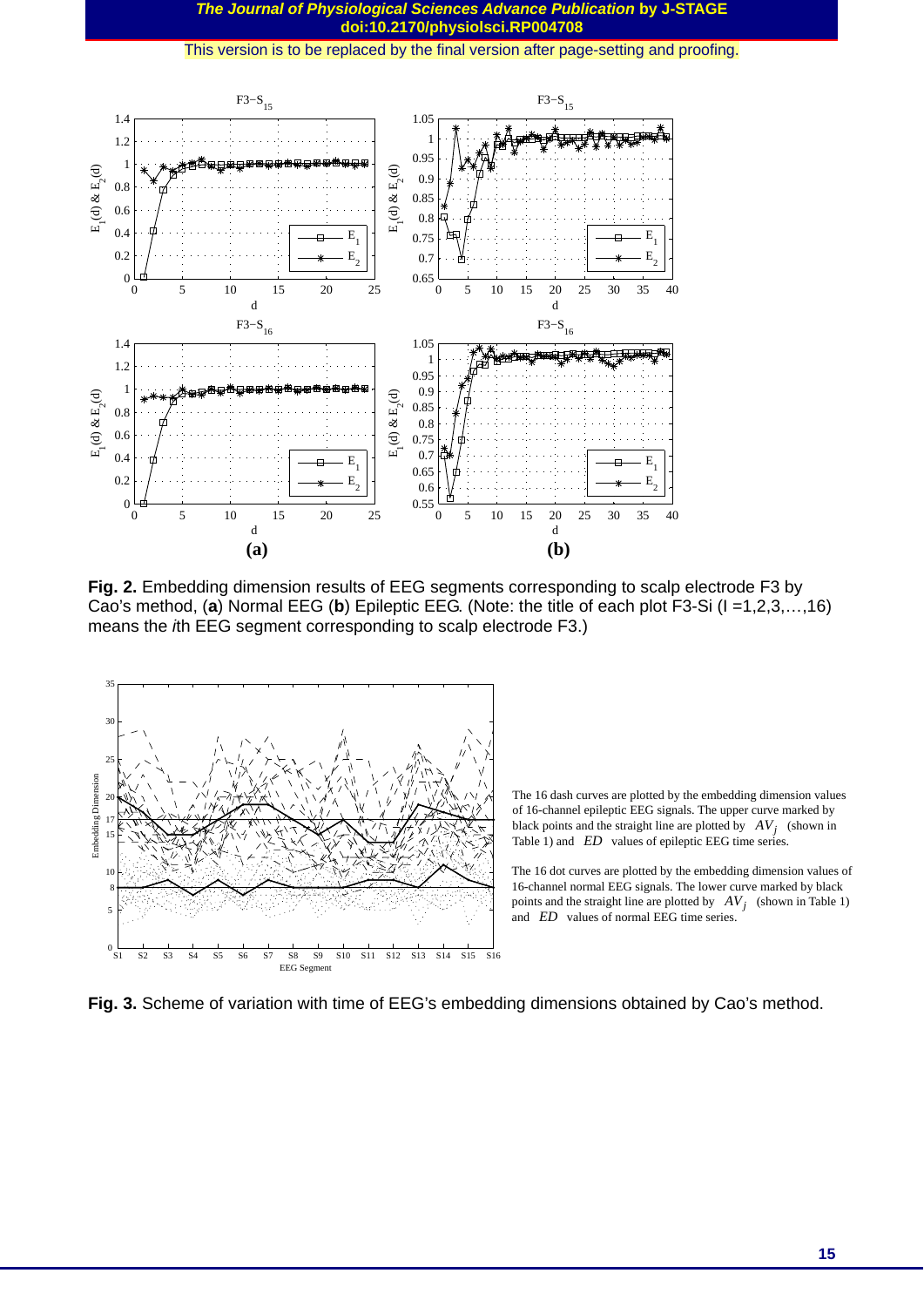**Fig. 2.** Embedding dimension results of EEG segments corresponding to scalp electrode F3 by Cao's method, (**a**) Normal EEG (**b**) Epileptic EEG. (Note: the title of each plot F3-Si (I =1,2,3,…,16) means the *i*th EEG segment corresponding to scalp electrode F3.)

The 16 dash curves are plotted by the embedding dimension values of 16-channel epileptic EEG signals. The upper curve marked by black points and the straight line are plotted by $AV_j$ (shown in Table 1) and $ED$ values of epileptic EEG time series.

The 16 dot curves are plotted by the embedding dimension values of 16-channel normal EEG signals. The lower curve marked by black points and the straight line are plotted by $AV_j$ (shown in Table 1) and $ED$ values of normal EEG time series.

**Fig. 3.** Scheme of variation with time of EEG's embedding dimensions obtained by Cao's method.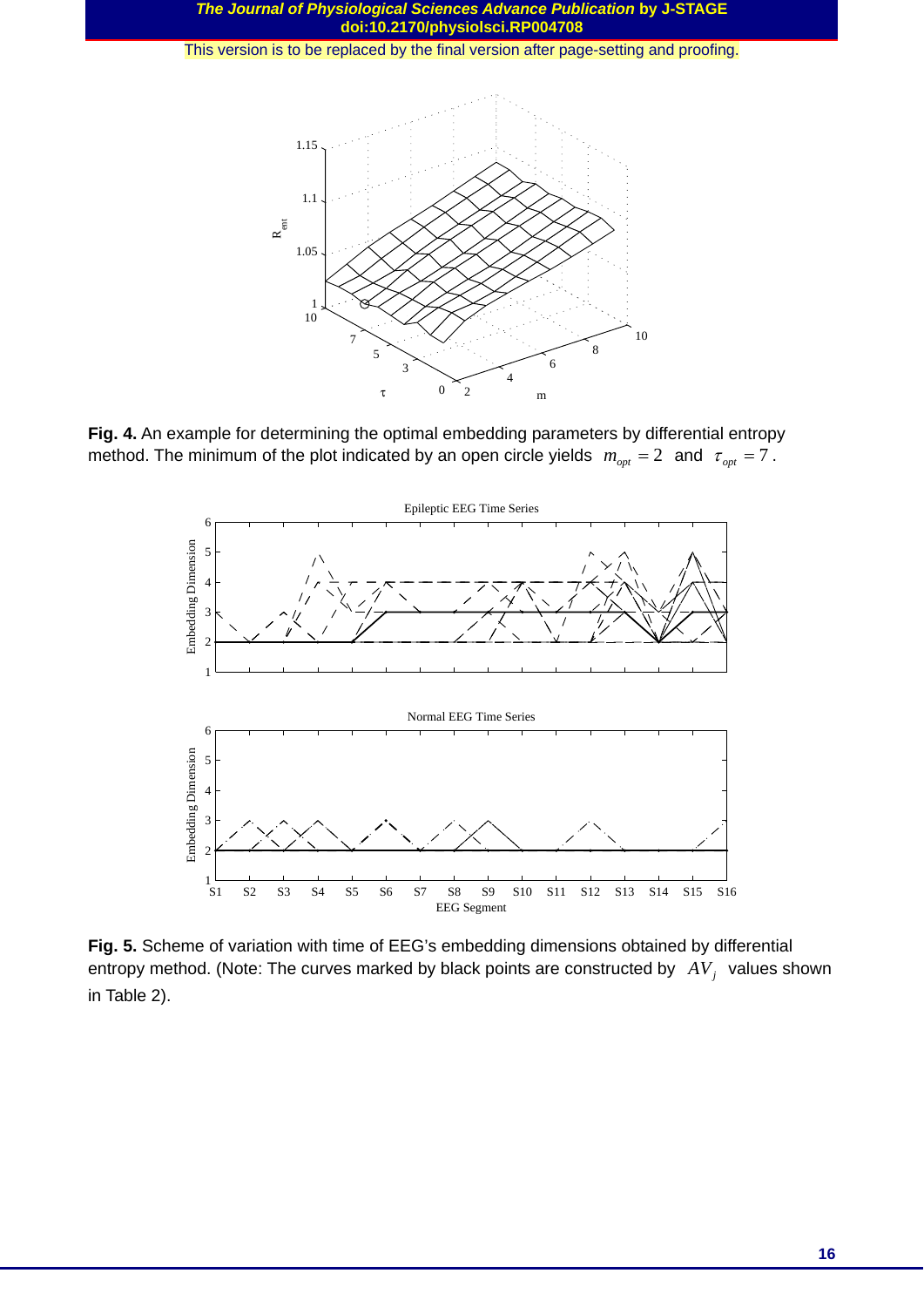1.15

1.1

$R_{ent}$

1.05

1

10

7

5

3

τ

0

2

4

6

8

10

m

**Fig. 4.** An example for determining the optimal embedding parameters by differential entropy method. The minimum of the plot indicated by an open circle yields $m_{opt} = 2$ and $\tau_{opt} = 7$.

Epileptic EEG Time Series

Embedding Dimension

6
5
4
3
2
1

Normal EEG Time Series

Embedding Dimension

6
5
4
3
2
1

S1 S2 S3 S4 S5 S6 S7 S8 S9 S10 S11 S12 S13 S14 S15 S16

EEG Segment

**Fig. 5.** Scheme of variation with time of EEG's embedding dimensions obtained by differential entropy method. (Note: The curves marked by black points are constructed by $AV_j$ values shown in Table 2).